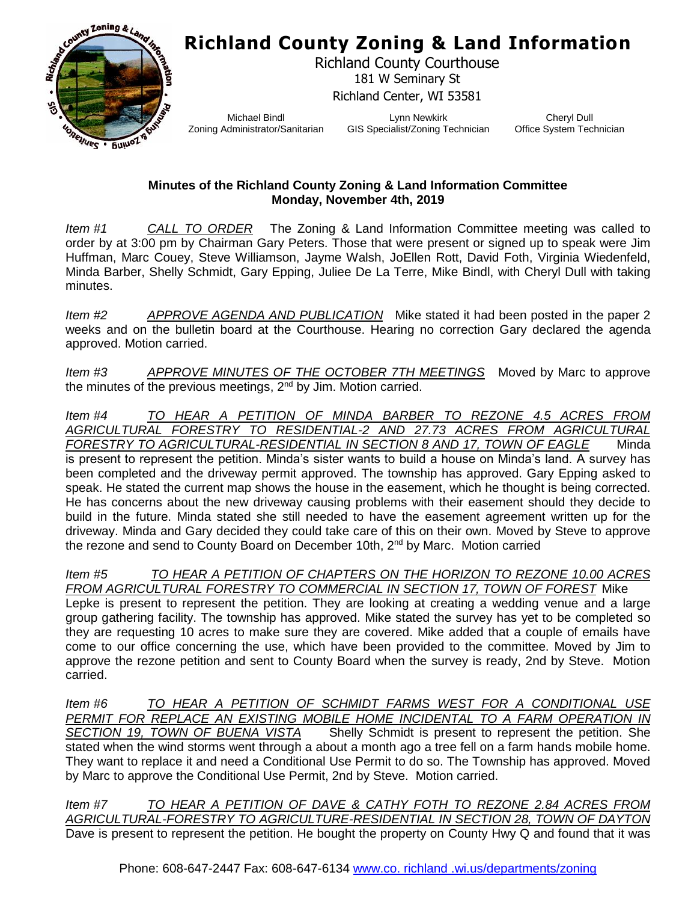# Richland County Zoning & Land Information

Richland County Courthouse
181 W Seminary St
Richland Center, WI 53581

Michael Bindl — Zoning Administrator/Sanitarian
Lynn Newkirk — GIS Specialist/Zoning Technician
Cheryl Dull — Office System Technician

**Minutes of the Richland County Zoning & Land Information Committee**
**Monday, November 4th, 2019**

*Item #1* *CALL TO ORDER* The Zoning & Land Information Committee meeting was called to order by at 3:00 pm by Chairman Gary Peters. Those that were present or signed up to speak were Jim Huffman, Marc Couey, Steve Williamson, Jayme Walsh, JoEllen Rott, David Foth, Virginia Wiedenfeld, Minda Barber, Shelly Schmidt, Gary Epping, Juliee De La Terre, Mike Bindl, with Cheryl Dull with taking minutes.

*Item #2* *APPROVE AGENDA AND PUBLICATION* Mike stated it had been posted in the paper 2 weeks and on the bulletin board at the Courthouse. Hearing no correction Gary declared the agenda approved. Motion carried.

*Item #3* *APPROVE MINUTES OF THE OCTOBER 7TH MEETINGS* Moved by Marc to approve the minutes of the previous meetings, 2nd by Jim. Motion carried.

*Item #4* *TO HEAR A PETITION OF MINDA BARBER TO REZONE 4.5 ACRES FROM AGRICULTURAL FORESTRY TO RESIDENTIAL-2 AND 27.73 ACRES FROM AGRICULTURAL FORESTRY TO AGRICULTURAL-RESIDENTIAL IN SECTION 8 AND 17, TOWN OF EAGLE* Minda is present to represent the petition. Minda's sister wants to build a house on Minda's land. A survey has been completed and the driveway permit approved. The township has approved. Gary Epping asked to speak. He stated the current map shows the house in the easement, which he thought is being corrected. He has concerns about the new driveway causing problems with their easement should they decide to build in the future. Minda stated she still needed to have the easement agreement written up for the driveway. Minda and Gary decided they could take care of this on their own. Moved by Steve to approve the rezone and send to County Board on December 10th, 2nd by Marc. Motion carried

*Item #5* *TO HEAR A PETITION OF CHAPTERS ON THE HORIZON TO REZONE 10.00 ACRES FROM AGRICULTURAL FORESTRY TO COMMERCIAL IN SECTION 17, TOWN OF FOREST* Mike Lepke is present to represent the petition. They are looking at creating a wedding venue and a large group gathering facility. The township has approved. Mike stated the survey has yet to be completed so they are requesting 10 acres to make sure they are covered. Mike added that a couple of emails have come to our office concerning the use, which have been provided to the committee. Moved by Jim to approve the rezone petition and sent to County Board when the survey is ready, 2nd by Steve. Motion carried.

*Item #6* *TO HEAR A PETITION OF SCHMIDT FARMS WEST FOR A CONDITIONAL USE PERMIT FOR REPLACE AN EXISTING MOBILE HOME INCIDENTAL TO A FARM OPERATION IN SECTION 19, TOWN OF BUENA VISTA* Shelly Schmidt is present to represent the petition. She stated when the wind storms went through a about a month ago a tree fell on a farm hands mobile home. They want to replace it and need a Conditional Use Permit to do so. The Township has approved. Moved by Marc to approve the Conditional Use Permit, 2nd by Steve. Motion carried.

*Item #7* *TO HEAR A PETITION OF DAVE & CATHY FOTH TO REZONE 2.84 ACRES FROM AGRICULTURAL-FORESTRY TO AGRICULTURE-RESIDENTIAL IN SECTION 28, TOWN OF DAYTON* Dave is present to represent the petition. He bought the property on County Hwy Q and found that it was

Phone: 608-647-2447 Fax: 608-647-6134 www.co. richland .wi.us/departments/zoning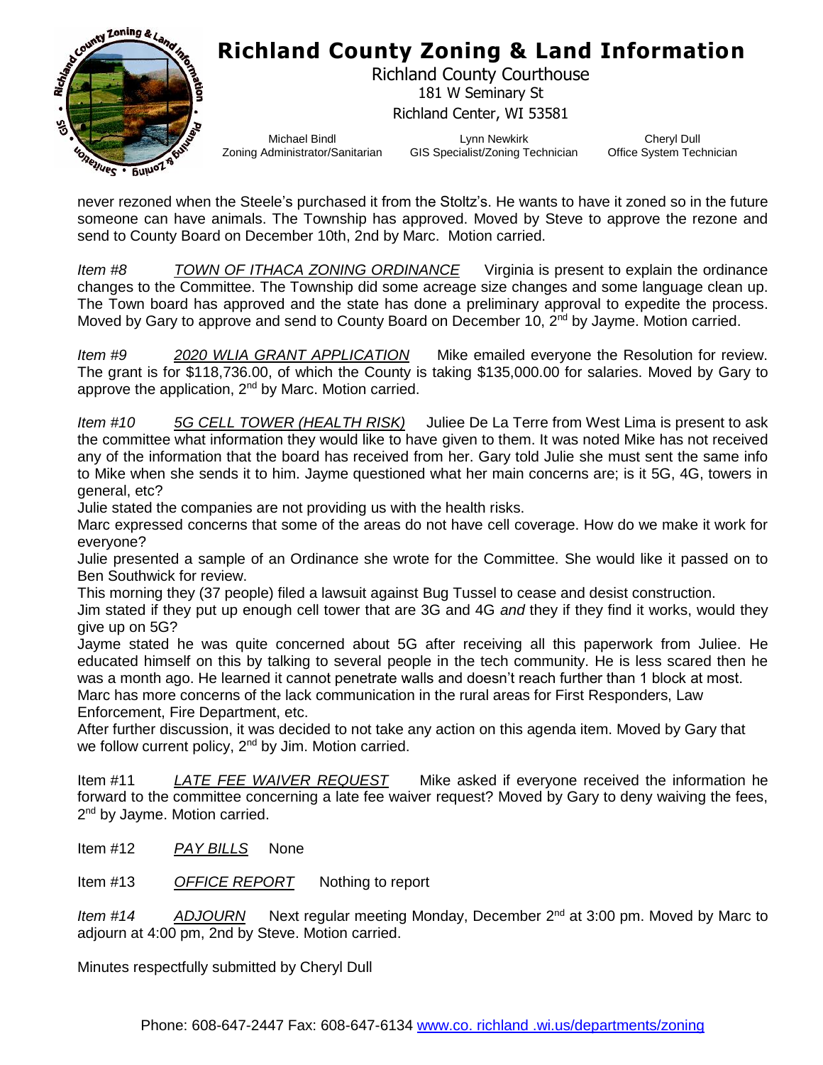# Richland County Zoning & Land Information

Richland County Courthouse
181 W Seminary St
Richland Center, WI 53581

| Michael Bindl | Lynn Newkirk | Cheryl Dull |
|---|---|---|
| Zoning Administrator/Sanitarian | GIS Specialist/Zoning Technician | Office System Technician |

never rezoned when the Steele's purchased it from the Stoltz's. He wants to have it zoned so in the future someone can have animals. The Township has approved. Moved by Steve to approve the rezone and send to County Board on December 10th, 2nd by Marc. Motion carried.

*Item #8* *TOWN OF ITHACA ZONING ORDINANCE* Virginia is present to explain the ordinance changes to the Committee. The Township did some acreage size changes and some language clean up. The Town board has approved and the state has done a preliminary approval to expedite the process. Moved by Gary to approve and send to County Board on December 10, 2nd by Jayme. Motion carried.

*Item #9* *2020 WLIA GRANT APPLICATION* Mike emailed everyone the Resolution for review. The grant is for $118,736.00, of which the County is taking $135,000.00 for salaries. Moved by Gary to approve the application, 2nd by Marc. Motion carried.

*Item #10* *5G CELL TOWER (HEALTH RISK)* Juliee De La Terre from West Lima is present to ask the committee what information they would like to have given to them. It was noted Mike has not received any of the information that the board has received from her. Gary told Julie she must sent the same info to Mike when she sends it to him. Jayme questioned what her main concerns are; is it 5G, 4G, towers in general, etc?

Julie stated the companies are not providing us with the health risks.

Marc expressed concerns that some of the areas do not have cell coverage. How do we make it work for everyone?

Julie presented a sample of an Ordinance she wrote for the Committee. She would like it passed on to Ben Southwick for review.

This morning they (37 people) filed a lawsuit against Bug Tussel to cease and desist construction.

Jim stated if they put up enough cell tower that are 3G and 4G *and* they if they find it works, would they give up on 5G?

Jayme stated he was quite concerned about 5G after receiving all this paperwork from Juliee. He educated himself on this by talking to several people in the tech community. He is less scared then he was a month ago. He learned it cannot penetrate walls and doesn't reach further than 1 block at most.

Marc has more concerns of the lack communication in the rural areas for First Responders, Law Enforcement, Fire Department, etc.

After further discussion, it was decided to not take any action on this agenda item. Moved by Gary that we follow current policy, 2nd by Jim. Motion carried.

Item #11 *LATE FEE WAIVER REQUEST* Mike asked if everyone received the information he forward to the committee concerning a late fee waiver request? Moved by Gary to deny waiving the fees, 2nd by Jayme. Motion carried.

Item #12 *PAY BILLS* None

Item #13 *OFFICE REPORT* Nothing to report

*Item #14* *ADJOURN* Next regular meeting Monday, December 2nd at 3:00 pm. Moved by Marc to adjourn at 4:00 pm, 2nd by Steve. Motion carried.

Minutes respectfully submitted by Cheryl Dull

Phone: 608-647-2447 Fax: 608-647-6134 www.co. richland .wi.us/departments/zoning